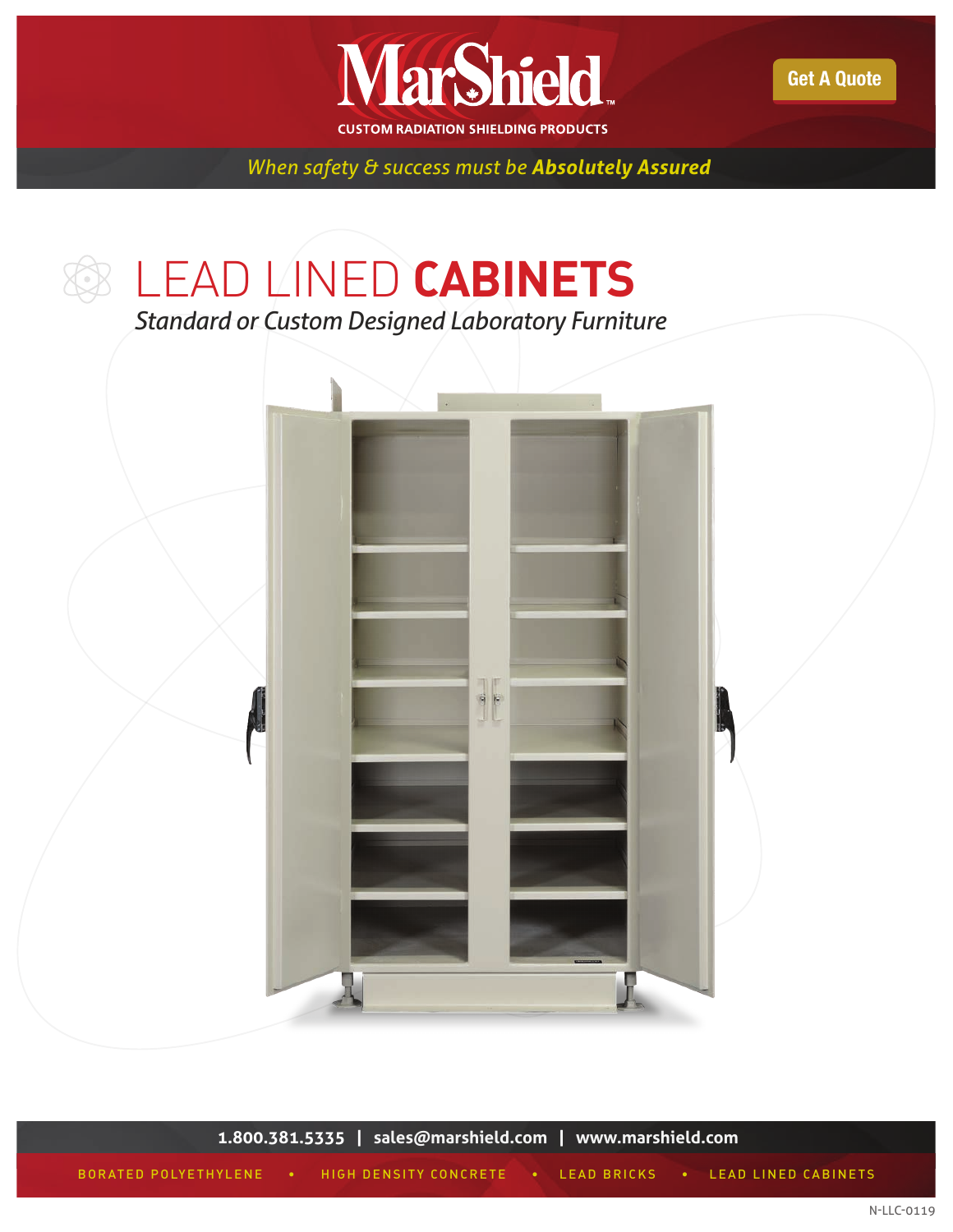# MarShield

CUSTOM RADIATION SHIELDING PRODUCTS

Get A Quote

*When safety & success must be **Absolutely Assured***

# LEAD LINED **CABINETS**

*Standard or Custom Designed Laboratory Furniture*

**1.800.381.5335 | sales@marshield.com | www.marshield.com**

BORATED POLYETHYLENE • HIGH DENSITY CONCRETE • LEAD BRICKS • LEAD LINED CABINETS

N-LLC-0119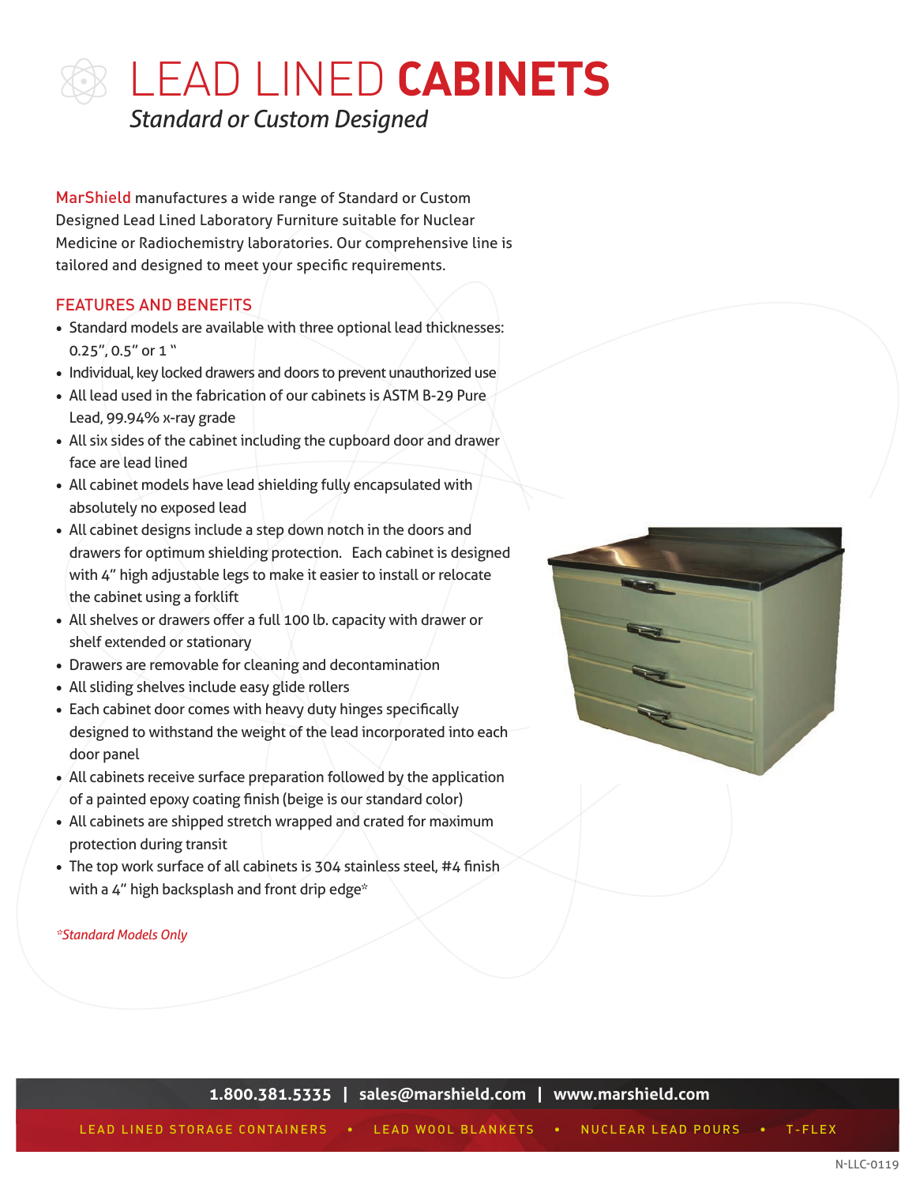# LEAD LINED **CABINETS**

*Standard or Custom Designed*

MarShield manufactures a wide range of Standard or Custom Designed Lead Lined Laboratory Furniture suitable for Nuclear Medicine or Radiochemistry laboratories. Our comprehensive line is tailored and designed to meet your specific requirements.

## FEATURES AND BENEFITS

- Standard models are available with three optional lead thicknesses: 0.25", 0.5" or 1 "
- Individual, key locked drawers and doors to prevent unauthorized use
- All lead used in the fabrication of our cabinets is ASTM B-29 Pure Lead, 99.94% x-ray grade
- All six sides of the cabinet including the cupboard door and drawer face are lead lined
- All cabinet models have lead shielding fully encapsulated with absolutely no exposed lead
- All cabinet designs include a step down notch in the doors and drawers for optimum shielding protection. Each cabinet is designed with 4" high adjustable legs to make it easier to install or relocate the cabinet using a forklift
- All shelves or drawers offer a full 100 lb. capacity with drawer or shelf extended or stationary
- Drawers are removable for cleaning and decontamination
- All sliding shelves include easy glide rollers
- Each cabinet door comes with heavy duty hinges specifically designed to withstand the weight of the lead incorporated into each door panel
- All cabinets receive surface preparation followed by the application of a painted epoxy coating finish (beige is our standard color)
- All cabinets are shipped stretch wrapped and crated for maximum protection during transit
- The top work surface of all cabinets is 304 stainless steel, #4 finish with a 4" high backsplash and front drip edge*

*\*Standard Models Only*

**1.800.381.5335 | sales@marshield.com | www.marshield.com**

LEAD LINED STORAGE CONTAINERS • LEAD WOOL BLANKETS • NUCLEAR LEAD POURS • T-FLEX

N-LLC-0119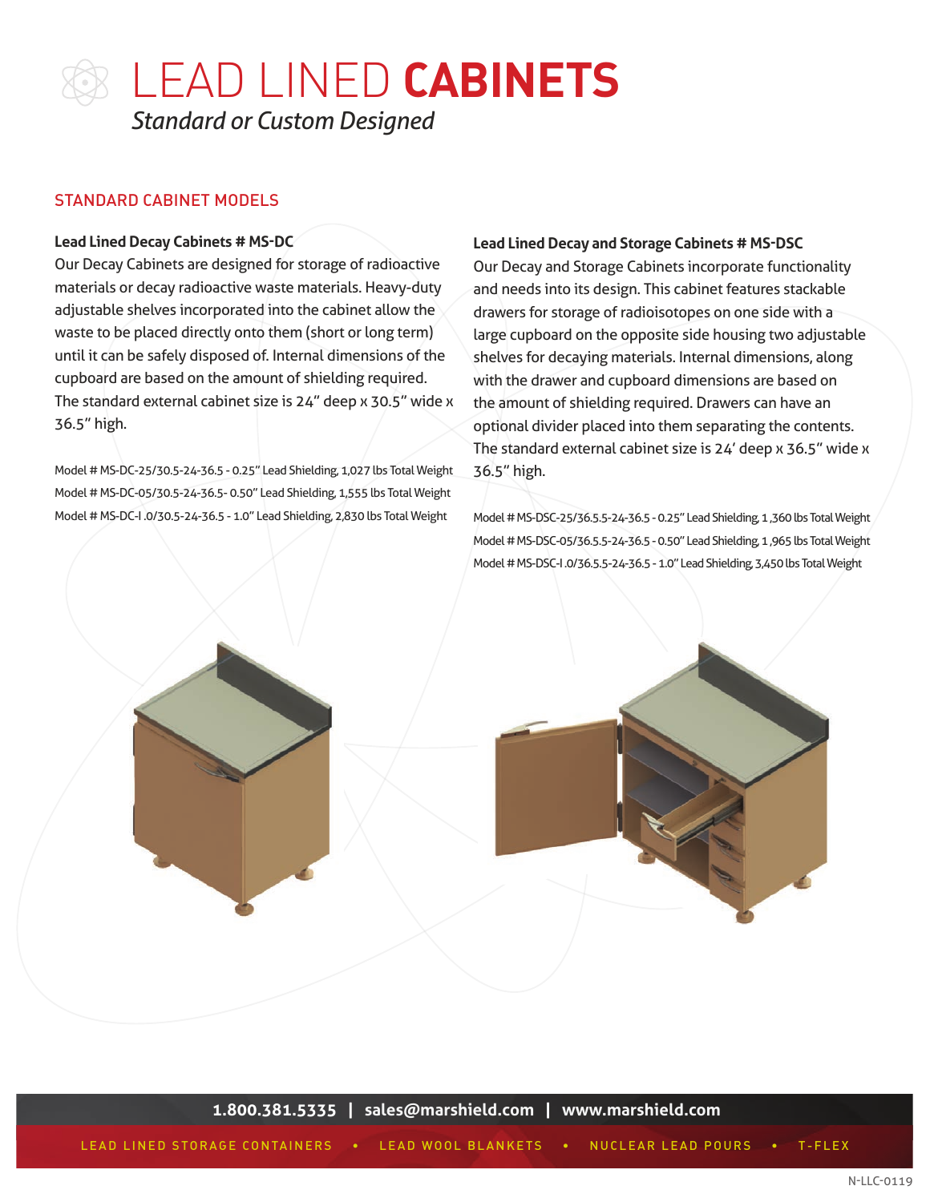# LEAD LINED **CABINETS**

*Standard or Custom Designed*

## STANDARD CABINET MODELS

**Lead Lined Decay Cabinets # MS-DC**

Our Decay Cabinets are designed for storage of radioactive materials or decay radioactive waste materials. Heavy-duty adjustable shelves incorporated into the cabinet allow the waste to be placed directly onto them (short or long term) until it can be safely disposed of. Internal dimensions of the cupboard are based on the amount of shielding required. The standard external cabinet size is 24" deep x 30.5" wide x 36.5" high.

Model # MS-DC-25/30.5-24-36.5 - 0.25" Lead Shielding, 1,027 lbs Total Weight
Model # MS-DC-05/30.5-24-36.5- 0.50" Lead Shielding, 1,555 lbs Total Weight
Model # MS-DC-I .0/30.5-24-36.5 - 1.0" Lead Shielding, 2,830 lbs Total Weight

**Lead Lined Decay and Storage Cabinets # MS-DSC**

Our Decay and Storage Cabinets incorporate functionality and needs into its design. This cabinet features stackable drawers for storage of radioisotopes on one side with a large cupboard on the opposite side housing two adjustable shelves for decaying materials. Internal dimensions, along with the drawer and cupboard dimensions are based on the amount of shielding required. Drawers can have an optional divider placed into them separating the contents. The standard external cabinet size is 24' deep x 36.5" wide x 36.5" high.

Model # MS-DSC-25/36.5.5-24-36.5 - 0.25" Lead Shielding, 1 ,360 lbs Total Weight
Model # MS-DSC-05/36.5.5-24-36.5 - 0.50" Lead Shielding, 1 ,965 lbs Total Weight
Model # MS-DSC-I .0/36.5.5-24-36.5 - 1.0" Lead Shielding, 3,450 lbs Total Weight

1.800.381.5335 | sales@marshield.com | www.marshield.com

LEAD LINED STORAGE CONTAINERS • LEAD WOOL BLANKETS • NUCLEAR LEAD POURS • T-FLEX

N-LLC-0119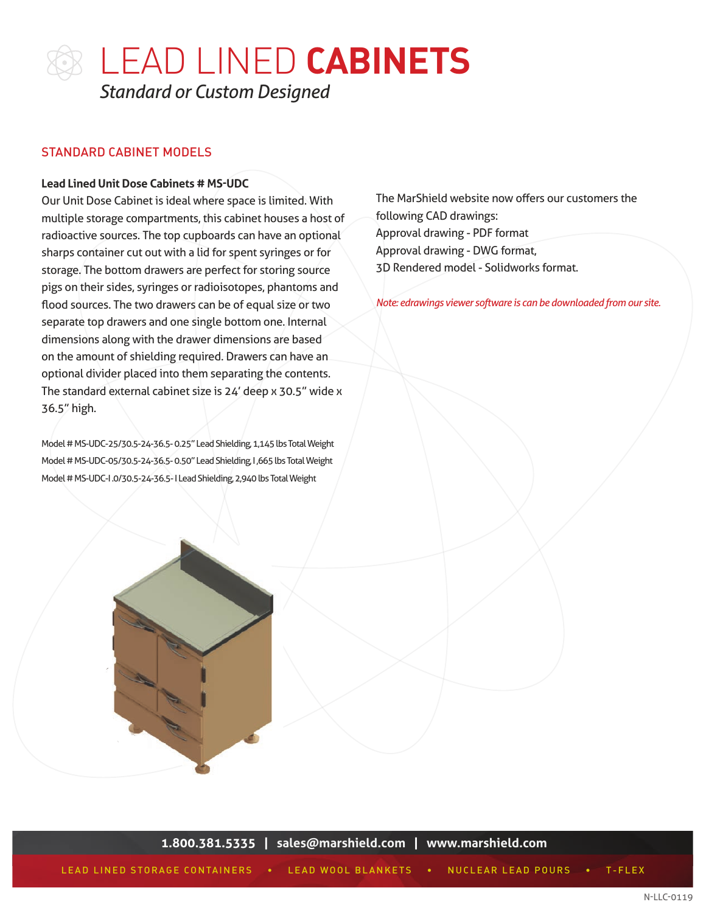# LEAD LINED **CABINETS**

*Standard or Custom Designed*

## STANDARD CABINET MODELS

**Lead Lined Unit Dose Cabinets # MS-UDC**

Our Unit Dose Cabinet is ideal where space is limited. With multiple storage compartments, this cabinet houses a host of radioactive sources. The top cupboards can have an optional sharps container cut out with a lid for spent syringes or for storage. The bottom drawers are perfect for storing source pigs on their sides, syringes or radioisotopes, phantoms and flood sources. The two drawers can be of equal size or two separate top drawers and one single bottom one. Internal dimensions along with the drawer dimensions are based on the amount of shielding required. Drawers can have an optional divider placed into them separating the contents. The standard external cabinet size is 24' deep x 30.5" wide x 36.5" high.

Model # MS-UDC-25/30.5-24-36.5- 0.25" Lead Shielding, 1,145 lbs Total Weight
Model # MS-UDC-05/30.5-24-36.5- 0.50" Lead Shielding, I ,665 lbs Total Weight
Model # MS-UDC-I .0/30.5-24-36.5- I Lead Shielding, 2,940 lbs Total Weight

The MarShield website now offers our customers the following CAD drawings:
Approval drawing - PDF format
Approval drawing - DWG format,
3D Rendered model - Solidworks format.

*Note: edrawings viewer software is can be downloaded from our site.*

**1.800.381.5335 | sales@marshield.com | www.marshield.com**

LEAD LINED STORAGE CONTAINERS • LEAD WOOL BLANKETS • NUCLEAR LEAD POURS • T-FLEX

N-LLC-0119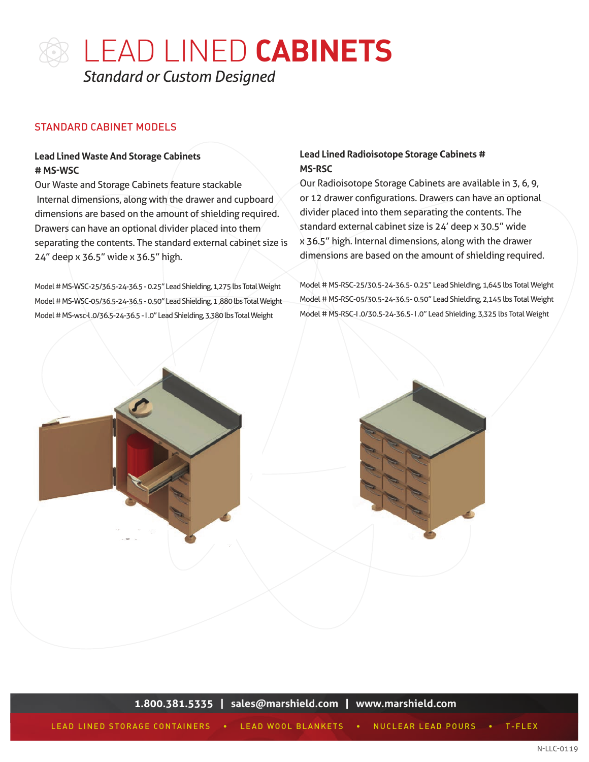# LEAD LINED **CABINETS**

*Standard or Custom Designed*

## STANDARD CABINET MODELS

### Lead Lined Waste And Storage Cabinets # MS-WSC

Our Waste and Storage Cabinets feature stackable Internal dimensions, along with the drawer and cupboard dimensions are based on the amount of shielding required. Drawers can have an optional divider placed into them separating the contents. The standard external cabinet size is 24" deep x 36.5" wide x 36.5" high.

Model # MS-WSC-25/36.5-24-36.5 - 0.25" Lead Shielding, 1,275 lbs Total Weight

Model # MS-WSC-05/36.5-24-36.5 - 0.50" Lead Shielding, 1 ,880 lbs Total Weight

Model # MS-wsc-l .0/36.5-24-36.5 - I .0" Lead Shielding, 3,380 lbs Total Weight

### Lead Lined Radioisotope Storage Cabinets # MS-RSC

Our Radioisotope Storage Cabinets are available in 3, 6, 9, or 12 drawer configurations. Drawers can have an optional divider placed into them separating the contents. The standard external cabinet size is 24' deep x 30.5" wide x 36.5" high. Internal dimensions, along with the drawer dimensions are based on the amount of shielding required.

Model # MS-RSC-25/30.5-24-36.5- 0.25" Lead Shielding, 1,645 lbs Total Weight

Model # MS-RSC-05/30.5-24-36.5- 0.50" Lead Shielding, 2,145 lbs Total Weight

Model # MS-RSC-I .0/30.5-24-36.5- I .0" Lead Shielding, 3,325 lbs Total Weight

**1.800.381.5335 | sales@marshield.com | www.marshield.com**

LEAD LINED STORAGE CONTAINERS • LEAD WOOL BLANKETS • NUCLEAR LEAD POURS • T-FLEX

N-LLC-0119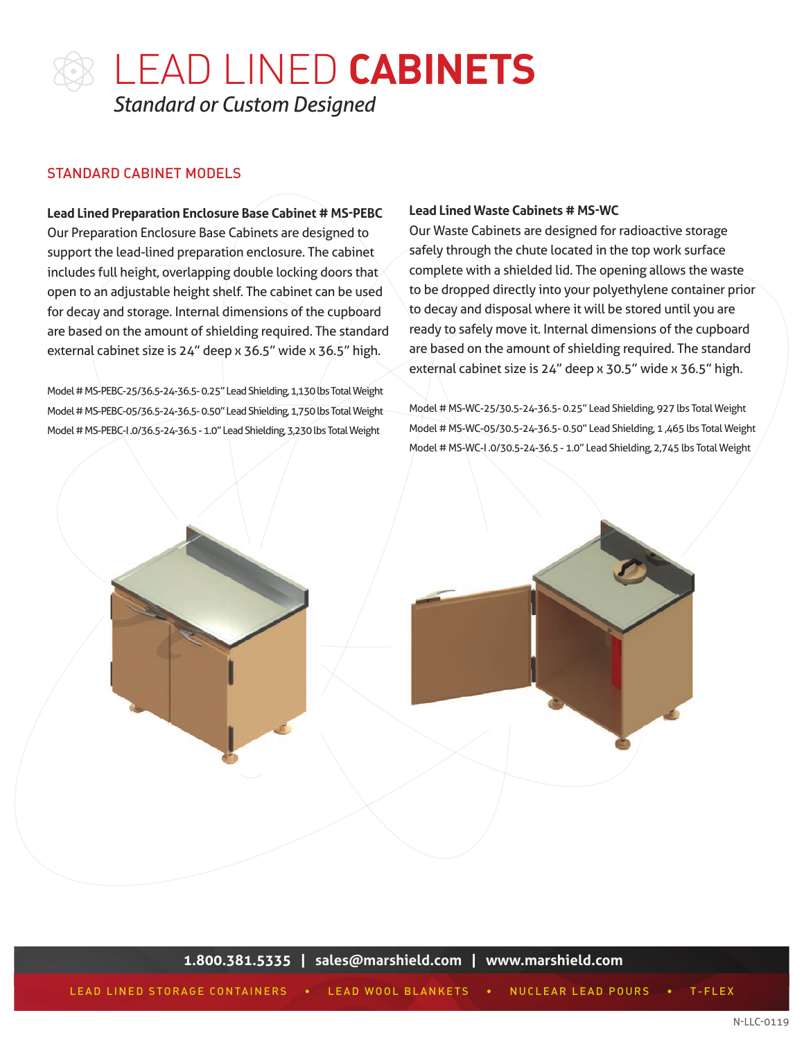# LEAD LINED **CABINETS**

*Standard or Custom Designed*

## STANDARD CABINET MODELS

**Lead Lined Preparation Enclosure Base Cabinet # MS-PEBC**
Our Preparation Enclosure Base Cabinets are designed to support the lead-lined preparation enclosure. The cabinet includes full height, overlapping double locking doors that open to an adjustable height shelf. The cabinet can be used for decay and storage. Internal dimensions of the cupboard are based on the amount of shielding required. The standard external cabinet size is 24" deep x 36.5" wide x 36.5" high.

Model # MS-PEBC-25/36.5-24-36.5- 0.25" Lead Shielding, 1,130 lbs Total Weight
Model # MS-PEBC-05/36.5-24-36.5- 0.50" Lead Shielding, 1,750 lbs Total Weight
Model # MS-PEBC-I.0/36.5-24-36.5 - 1.0" Lead Shielding, 3,230 lbs Total Weight

**Lead Lined Waste Cabinets # MS-WC**
Our Waste Cabinets are designed for radioactive storage safely through the chute located in the top work surface complete with a shielded lid. The opening allows the waste to be dropped directly into your polyethylene container prior to decay and disposal where it will be stored until you are ready to safely move it. Internal dimensions of the cupboard are based on the amount of shielding required. The standard external cabinet size is 24" deep x 30.5" wide x 36.5" high.

Model # MS-WC-25/30.5-24-36.5- 0.25" Lead Shielding, 927 lbs Total Weight
Model # MS-WC-05/30.5-24-36.5- 0.50" Lead Shielding, 1 ,465 lbs Total Weight
Model # MS-WC-I.0/30.5-24-36.5 - 1.0" Lead Shielding, 2,745 lbs Total Weight

1.800.381.5335 | sales@marshield.com | www.marshield.com

LEAD LINED STORAGE CONTAINERS • LEAD WOOL BLANKETS • NUCLEAR LEAD POURS • T-FLEX

N-LLC-0119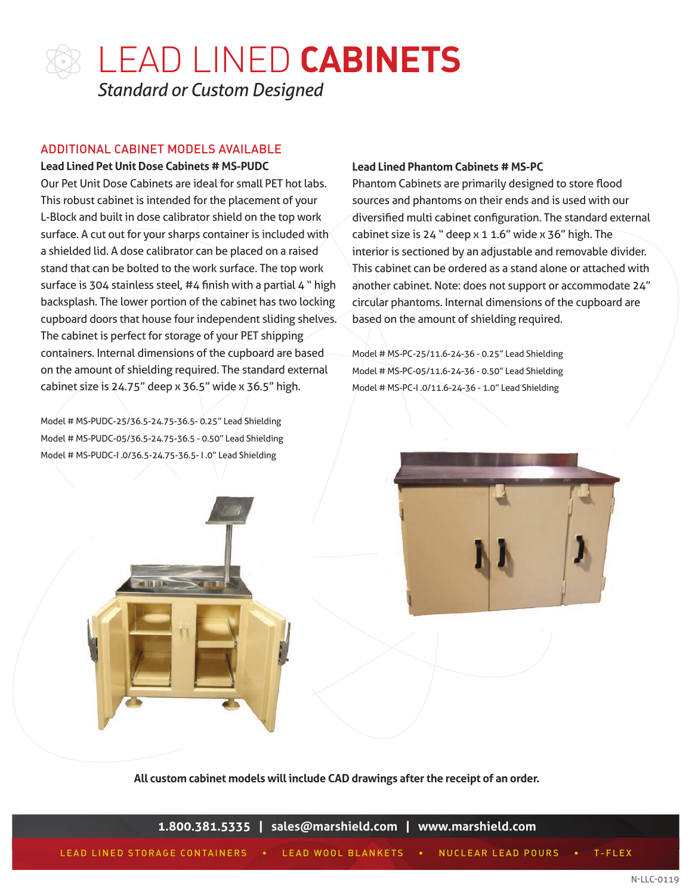# LEAD LINED **CABINETS**

*Standard or Custom Designed*

## ADDITIONAL CABINET MODELS AVAILABLE

**Lead Lined Pet Unit Dose Cabinets # MS-PUDC**

Our Pet Unit Dose Cabinets are ideal for small PET hot labs. This robust cabinet is intended for the placement of your L-Block and built in dose calibrator shield on the top work surface. A cut out for your sharps container is included with a shielded lid. A dose calibrator can be placed on a raised stand that can be bolted to the work surface. The top work surface is 304 stainless steel, #4 finish with a partial 4 " high backsplash. The lower portion of the cabinet has two locking cupboard doors that house four independent sliding shelves. The cabinet is perfect for storage of your PET shipping containers. Internal dimensions of the cupboard are based on the amount of shielding required. The standard external cabinet size is 24.75" deep x 36.5" wide x 36.5" high.

Model # MS-PUDC-25/36.5-24.75-36.5- 0.25" Lead Shielding
Model # MS-PUDC-05/36.5-24.75-36.5 - 0.50" Lead Shielding
Model # MS-PUDC-I .0/36.5-24.75-36.5- I .0" Lead Shielding

**Lead Lined Phantom Cabinets # MS-PC**

Phantom Cabinets are primarily designed to store flood sources and phantoms on their ends and is used with our diversified multi cabinet configuration. The standard external cabinet size is 24 " deep x 1 1.6" wide x 36" high. The interior is sectioned by an adjustable and removable divider. This cabinet can be ordered as a stand alone or attached with another cabinet. Note: does not support or accommodate 24" circular phantoms. Internal dimensions of the cupboard are based on the amount of shielding required.

Model # MS-PC-25/11.6-24-36 - 0.25" Lead Shielding
Model # MS-PC-05/11.6-24-36 - 0.50" Lead Shielding
Model # MS-PC-I .0/11.6-24-36 - 1.0" Lead Shielding

**All custom cabinet models will include CAD drawings after the receipt of an order.**

1.800.381.5335 | sales@marshield.com | www.marshield.com

LEAD LINED STORAGE CONTAINERS • LEAD WOOL BLANKETS • NUCLEAR LEAD POURS • T-FLEX

N-LLC-0119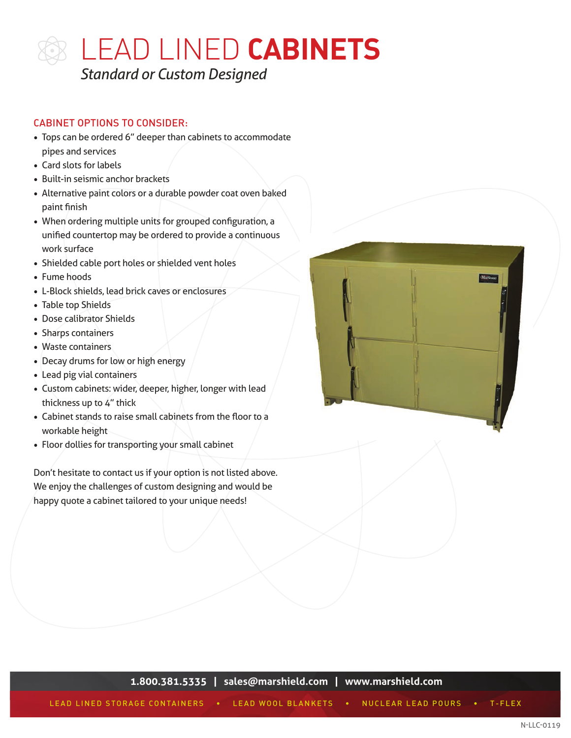# LEAD LINED **CABINETS**

*Standard or Custom Designed*

## CABINET OPTIONS TO CONSIDER:

- Tops can be ordered 6" deeper than cabinets to accommodate pipes and services
- Card slots for labels
- Built-in seismic anchor brackets
- Alternative paint colors or a durable powder coat oven baked paint finish
- When ordering multiple units for grouped configuration, a unified countertop may be ordered to provide a continuous work surface
- Shielded cable port holes or shielded vent holes
- Fume hoods
- L-Block shields, lead brick caves or enclosures
- Table top Shields
- Dose calibrator Shields
- Sharps containers
- Waste containers
- Decay drums for low or high energy
- Lead pig vial containers
- Custom cabinets: wider, deeper, higher, longer with lead thickness up to 4" thick
- Cabinet stands to raise small cabinets from the floor to a workable height
- Floor dollies for transporting your small cabinet

Don't hesitate to contact us if your option is not listed above. We enjoy the challenges of custom designing and would be happy quote a cabinet tailored to your unique needs!

**1.800.381.5335 | sales@marshield.com | www.marshield.com**

LEAD LINED STORAGE CONTAINERS • LEAD WOOL BLANKETS • NUCLEAR LEAD POURS • T-FLEX

N-LLC-0119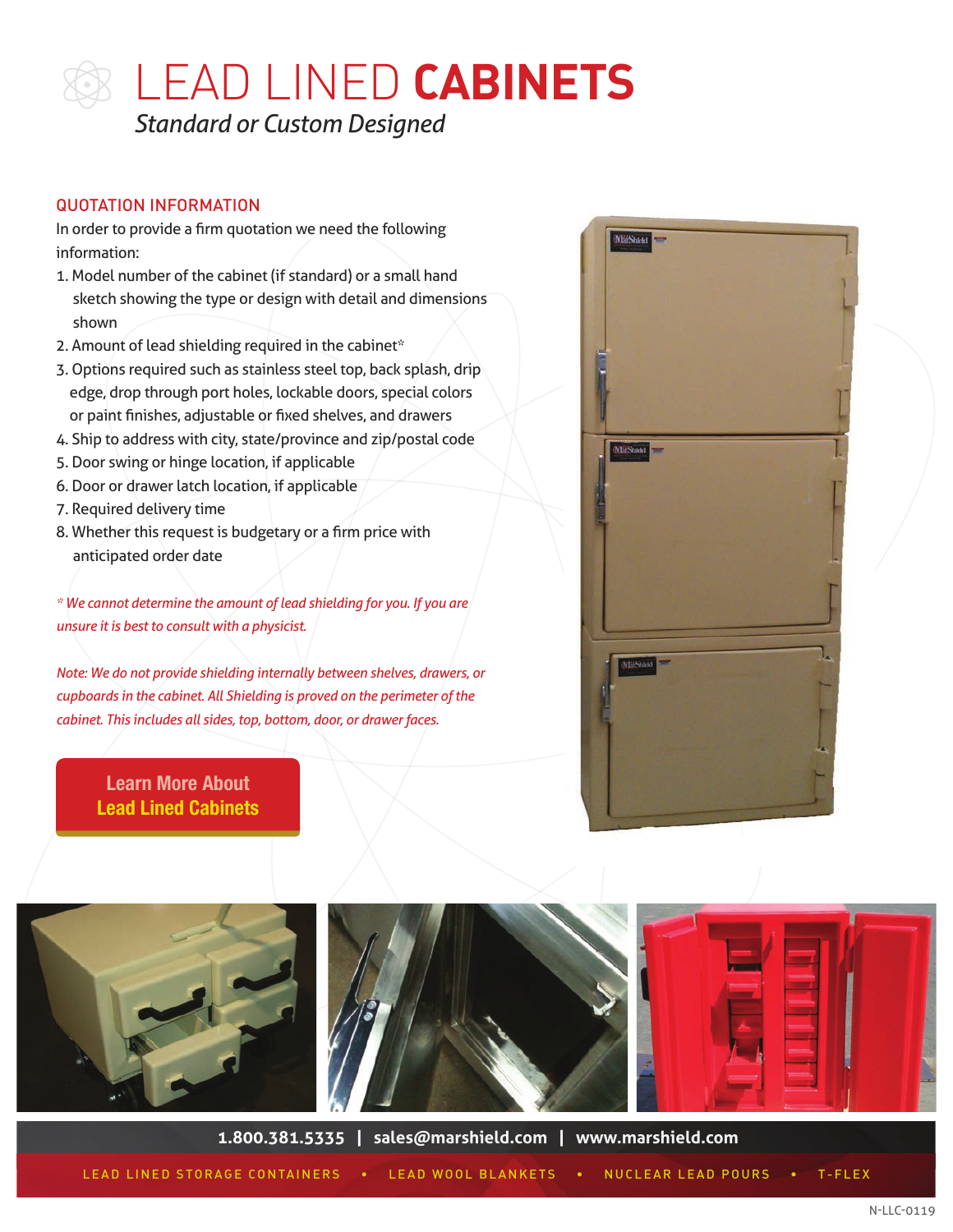# LEAD LINED **CABINETS**

*Standard or Custom Designed*

## QUOTATION INFORMATION

In order to provide a firm quotation we need the following information:

1. Model number of the cabinet (if standard) or a small hand sketch showing the type or design with detail and dimensions shown
2. Amount of lead shielding required in the cabinet*
3. Options required such as stainless steel top, back splash, drip edge, drop through port holes, lockable doors, special colors or paint finishes, adjustable or fixed shelves, and drawers
4. Ship to address with city, state/province and zip/postal code
5. Door swing or hinge location, if applicable
6. Door or drawer latch location, if applicable
7. Required delivery time
8. Whether this request is budgetary or a firm price with anticipated order date

*\* We cannot determine the amount of lead shielding for you. If you are unsure it is best to consult with a physicist.*

*Note: We do not provide shielding internally between shelves, drawers, or cupboards in the cabinet. All Shielding is proved on the perimeter of the cabinet. This includes all sides, top, bottom, door, or drawer faces.*

**Learn More About Lead Lined Cabinets**

1.800.381.5335 | sales@marshield.com | www.marshield.com

LEAD LINED STORAGE CONTAINERS • LEAD WOOL BLANKETS • NUCLEAR LEAD POURS • T-FLEX

N-LLC-0119